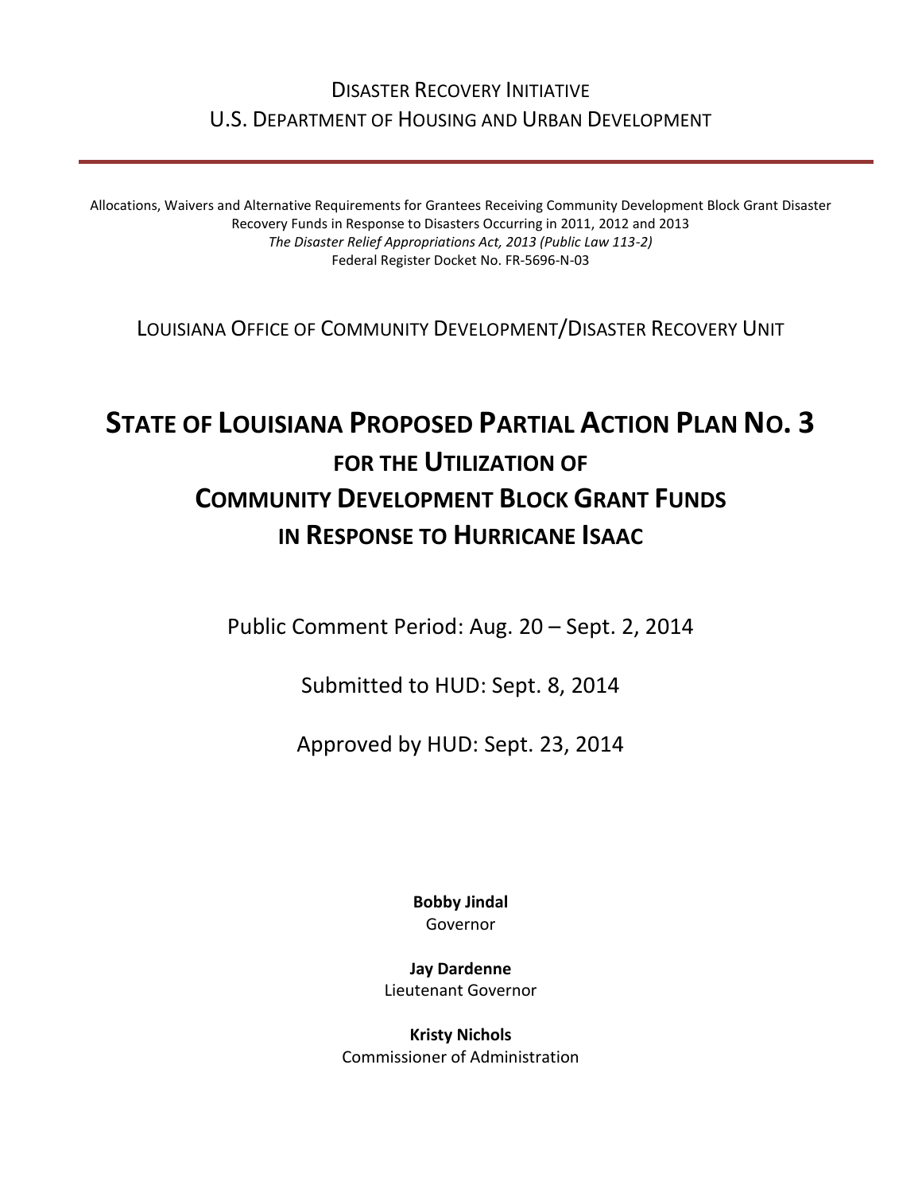Disaster Recovery Initiative
U.S. Department of Housing and Urban Development

---

Allocations, Waivers and Alternative Requirements for Grantees Receiving Community Development Block Grant Disaster Recovery Funds in Response to Disasters Occurring in 2011, 2012 and 2013
*The Disaster Relief Appropriations Act, 2013 (Public Law 113-2)*
Federal Register Docket No. FR-5696-N-03

Louisiana Office of Community Development/Disaster Recovery Unit

# State of Louisiana Proposed Partial Action Plan No. 3
## for the Utilization of Community Development Block Grant Funds in Response to Hurricane Isaac

Public Comment Period: Aug. 20 – Sept. 2, 2014

Submitted to HUD: Sept. 8, 2014

Approved by HUD: Sept. 23, 2014

**Bobby Jindal**
Governor

**Jay Dardenne**
Lieutenant Governor

**Kristy Nichols**
Commissioner of Administration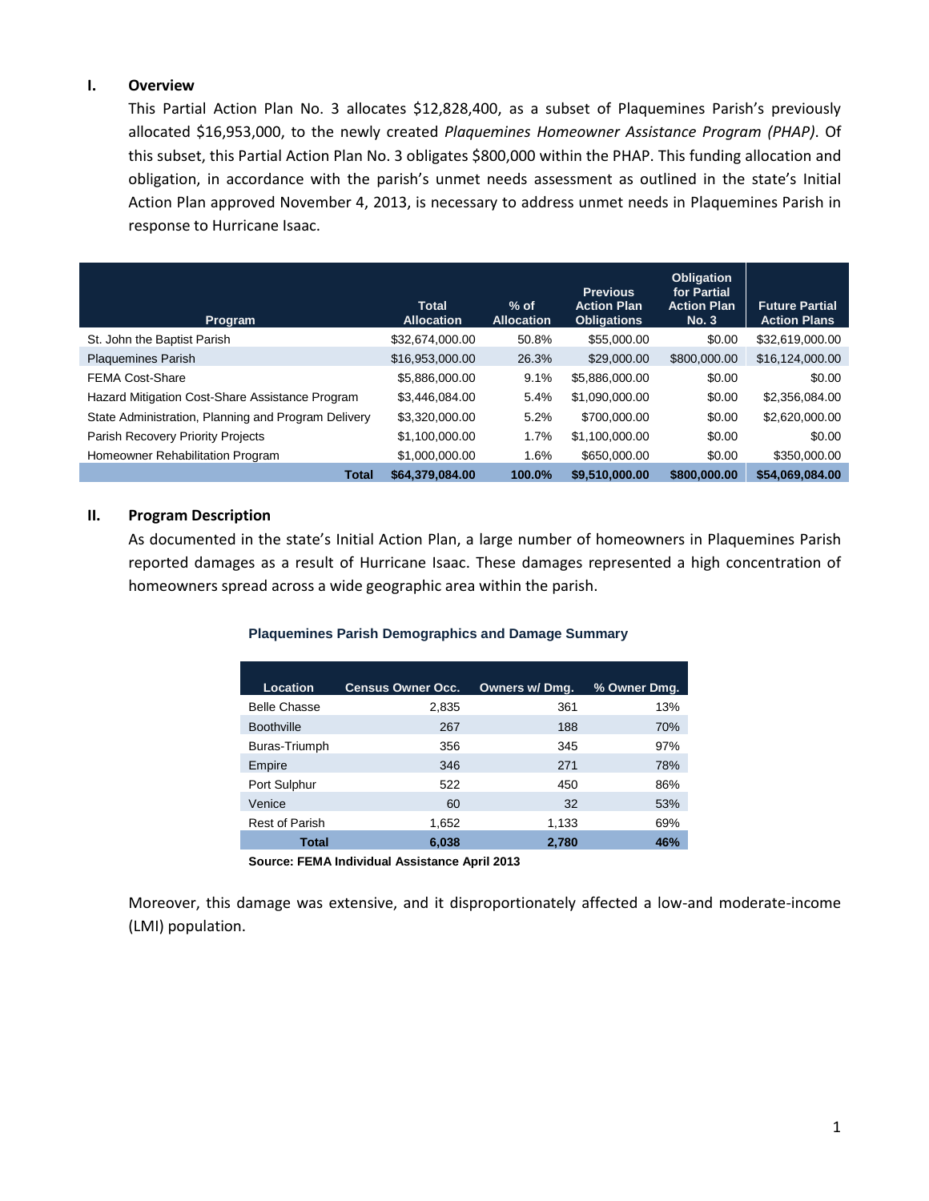## I. Overview

This Partial Action Plan No. 3 allocates $12,828,400, as a subset of Plaquemines Parish's previously allocated $16,953,000, to the newly created *Plaquemines Homeowner Assistance Program (PHAP)*. Of this subset, this Partial Action Plan No. 3 obligates $800,000 within the PHAP. This funding allocation and obligation, in accordance with the parish's unmet needs assessment as outlined in the state's Initial Action Plan approved November 4, 2013, is necessary to address unmet needs in Plaquemines Parish in response to Hurricane Isaac.

| Program | Total Allocation | % of Allocation | Previous Action Plan Obligations | Obligation for Partial Action Plan No. 3 | Future Partial Action Plans |
|---|---|---|---|---|---|
| St. John the Baptist Parish | $32,674,000.00 | 50.8% | $55,000.00 | $0.00 | $32,619,000.00 |
| Plaquemines Parish | $16,953,000.00 | 26.3% | $29,000.00 | $800,000.00 | $16,124,000.00 |
| FEMA Cost-Share | $5,886,000.00 | 9.1% | $5,886,000.00 | $0.00 | $0.00 |
| Hazard Mitigation Cost-Share Assistance Program | $3,446,084.00 | 5.4% | $1,090,000.00 | $0.00 | $2,356,084.00 |
| State Administration, Planning and Program Delivery | $3,320,000.00 | 5.2% | $700,000.00 | $0.00 | $2,620,000.00 |
| Parish Recovery Priority Projects | $1,100,000.00 | 1.7% | $1,100,000.00 | $0.00 | $0.00 |
| Homeowner Rehabilitation Program | $1,000,000.00 | 1.6% | $650,000.00 | $0.00 | $350,000.00 |
| **Total** | **$64,379,084.00** | **100.0%** | **$9,510,000.00** | **$800,000.00** | **$54,069,084.00** |

## II. Program Description

As documented in the state's Initial Action Plan, a large number of homeowners in Plaquemines Parish reported damages as a result of Hurricane Isaac. These damages represented a high concentration of homeowners spread across a wide geographic area within the parish.

**Plaquemines Parish Demographics and Damage Summary**

| Location | Census Owner Occ. | Owners w/ Dmg. | % Owner Dmg. |
|---|---|---|---|
| Belle Chasse | 2,835 | 361 | 13% |
| Boothville | 267 | 188 | 70% |
| Buras-Triumph | 356 | 345 | 97% |
| Empire | 346 | 271 | 78% |
| Port Sulphur | 522 | 450 | 86% |
| Venice | 60 | 32 | 53% |
| Rest of Parish | 1,652 | 1,133 | 69% |
| **Total** | **6,038** | **2,780** | **46%** |

**Source: FEMA Individual Assistance April 2013**

Moreover, this damage was extensive, and it disproportionately affected a low-and moderate-income (LMI) population.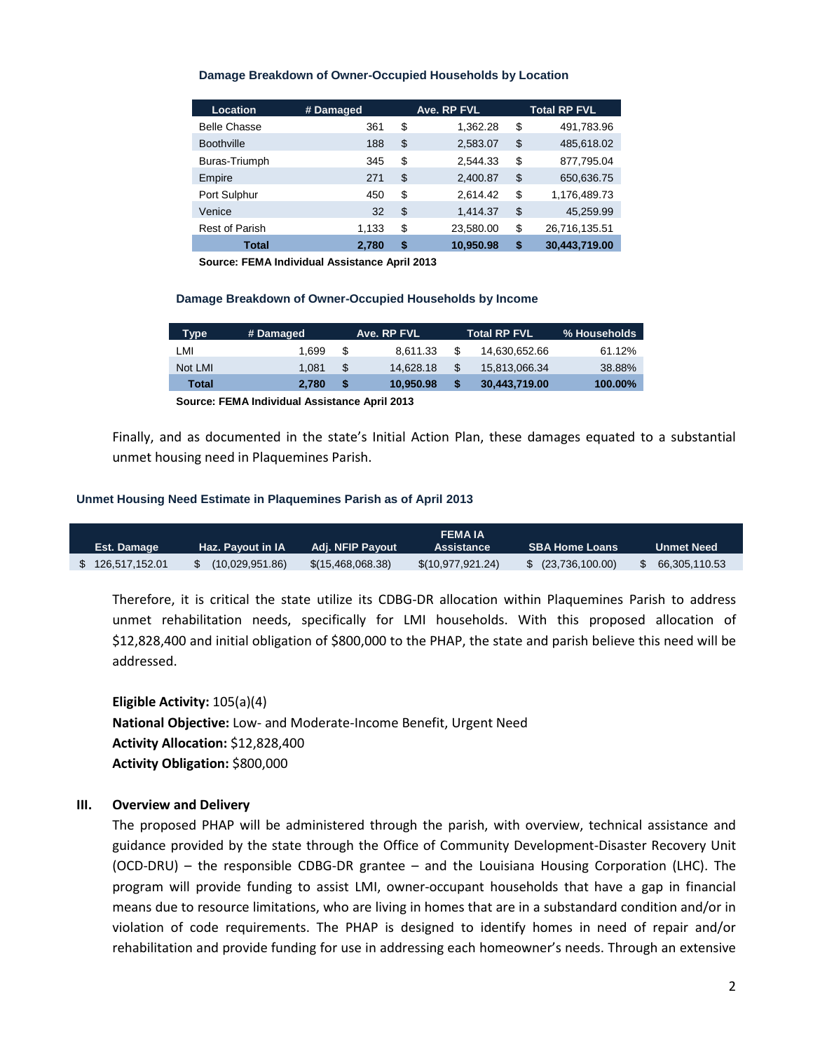**Damage Breakdown of Owner-Occupied Households by Location**

| Location | # Damaged | Ave. RP FVL | Total RP FVL |
|---|---|---|---|
| Belle Chasse | 361 | $ 1,362.28 | $ 491,783.96 |
| Boothville | 188 | $ 2,583.07 | $ 485,618.02 |
| Buras-Triumph | 345 | $ 2,544.33 | $ 877,795.04 |
| Empire | 271 | $ 2,400.87 | $ 650,636.75 |
| Port Sulphur | 450 | $ 2,614.42 | $ 1,176,489.73 |
| Venice | 32 | $ 1,414.37 | $ 45,259.99 |
| Rest of Parish | 1,133 | $ 23,580.00 | $ 26,716,135.51 |
| **Total** | **2,780** | **$ 10,950.98** | **$ 30,443,719.00** |

**Source: FEMA Individual Assistance April 2013**

**Damage Breakdown of Owner-Occupied Households by Income**

| Type | # Damaged | Ave. RP FVL | Total RP FVL | % Households |
|---|---|---|---|---|
| LMI | 1,699 | $ 8,611.33 | $ 14,630,652.66 | 61.12% |
| Not LMI | 1,081 | $ 14,628.18 | $ 15,813,066.34 | 38.88% |
| **Total** | **2,780** | **$ 10,950.98** | **$ 30,443,719.00** | **100.00%** |

**Source: FEMA Individual Assistance April 2013**

Finally, and as documented in the state's Initial Action Plan, these damages equated to a substantial unmet housing need in Plaquemines Parish.

**Unmet Housing Need Estimate in Plaquemines Parish as of April 2013**

| Est. Damage | Haz. Payout in IA | Adj. NFIP Payout | FEMA IA Assistance | SBA Home Loans | Unmet Need |
|---|---|---|---|---|---|
| $ 126,517,152.01 | $ (10,029,951.86) | $(15,468,068.38) | $(10,977,921.24) | $ (23,736,100.00) | $ 66,305,110.53 |

Therefore, it is critical the state utilize its CDBG-DR allocation within Plaquemines Parish to address unmet rehabilitation needs, specifically for LMI households. With this proposed allocation of $12,828,400 and initial obligation of $800,000 to the PHAP, the state and parish believe this need will be addressed.

**Eligible Activity:** 105(a)(4)
**National Objective:** Low- and Moderate-Income Benefit, Urgent Need
**Activity Allocation:** $12,828,400
**Activity Obligation:** $800,000

## III. Overview and Delivery

The proposed PHAP will be administered through the parish, with overview, technical assistance and guidance provided by the state through the Office of Community Development-Disaster Recovery Unit (OCD-DRU) – the responsible CDBG-DR grantee – and the Louisiana Housing Corporation (LHC). The program will provide funding to assist LMI, owner-occupant households that have a gap in financial means due to resource limitations, who are living in homes that are in a substandard condition and/or in violation of code requirements. The PHAP is designed to identify homes in need of repair and/or rehabilitation and provide funding for use in addressing each homeowner's needs. Through an extensive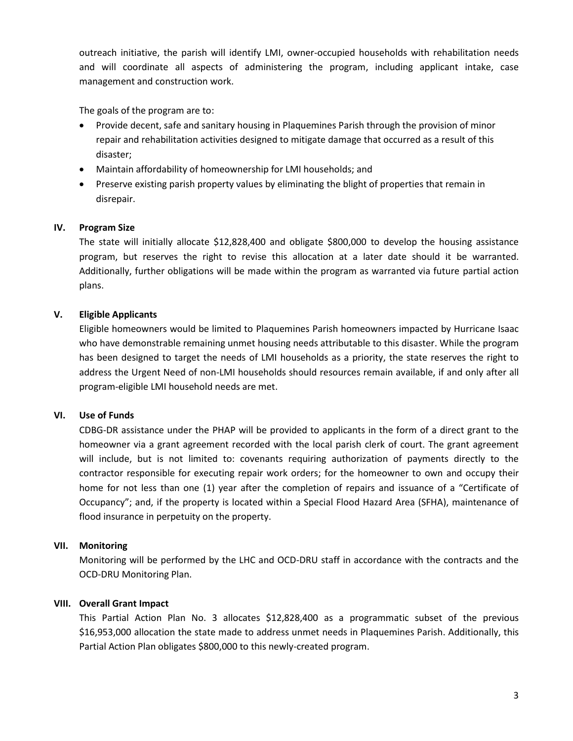outreach initiative, the parish will identify LMI, owner-occupied households with rehabilitation needs and will coordinate all aspects of administering the program, including applicant intake, case management and construction work.

The goals of the program are to:

- Provide decent, safe and sanitary housing in Plaquemines Parish through the provision of minor repair and rehabilitation activities designed to mitigate damage that occurred as a result of this disaster;
- Maintain affordability of homeownership for LMI households; and
- Preserve existing parish property values by eliminating the blight of properties that remain in disrepair.

## IV. Program Size

The state will initially allocate $12,828,400 and obligate $800,000 to develop the housing assistance program, but reserves the right to revise this allocation at a later date should it be warranted. Additionally, further obligations will be made within the program as warranted via future partial action plans.

## V. Eligible Applicants

Eligible homeowners would be limited to Plaquemines Parish homeowners impacted by Hurricane Isaac who have demonstrable remaining unmet housing needs attributable to this disaster. While the program has been designed to target the needs of LMI households as a priority, the state reserves the right to address the Urgent Need of non-LMI households should resources remain available, if and only after all program-eligible LMI household needs are met.

## VI. Use of Funds

CDBG-DR assistance under the PHAP will be provided to applicants in the form of a direct grant to the homeowner via a grant agreement recorded with the local parish clerk of court. The grant agreement will include, but is not limited to: covenants requiring authorization of payments directly to the contractor responsible for executing repair work orders; for the homeowner to own and occupy their home for not less than one (1) year after the completion of repairs and issuance of a "Certificate of Occupancy"; and, if the property is located within a Special Flood Hazard Area (SFHA), maintenance of flood insurance in perpetuity on the property.

## VII. Monitoring

Monitoring will be performed by the LHC and OCD-DRU staff in accordance with the contracts and the OCD-DRU Monitoring Plan.

## VIII. Overall Grant Impact

This Partial Action Plan No. 3 allocates $12,828,400 as a programmatic subset of the previous $16,953,000 allocation the state made to address unmet needs in Plaquemines Parish. Additionally, this Partial Action Plan obligates $800,000 to this newly-created program.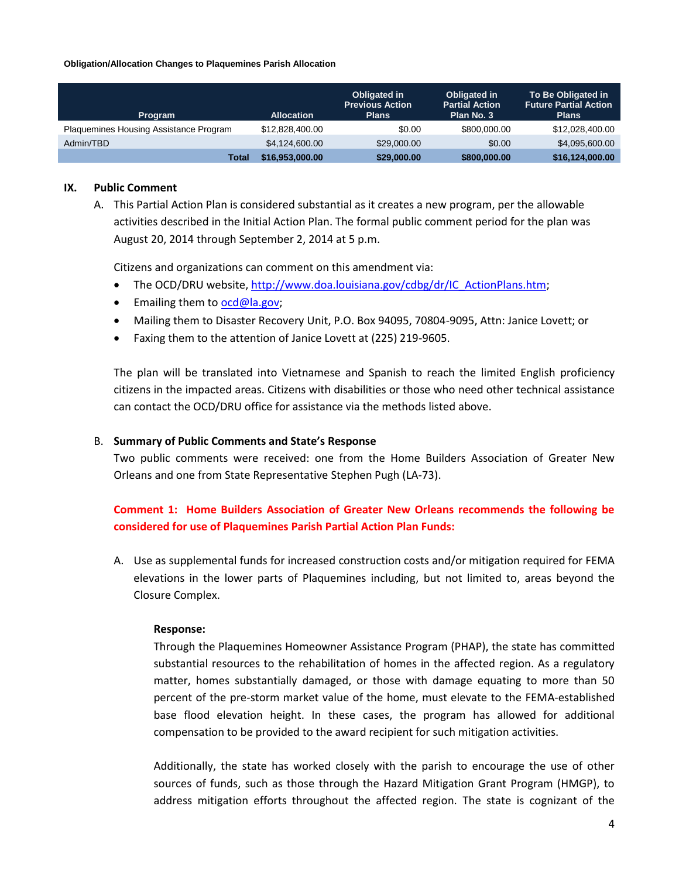**Obligation/Allocation Changes to Plaquemines Parish Allocation**

| Program | Allocation | Obligated in Previous Action Plans | Obligated in Partial Action Plan No. 3 | To Be Obligated in Future Partial Action Plans |
|---|---|---|---|---|
| Plaquemines Housing Assistance Program | $12,828,400.00 | $0.00 | $800,000.00 | $12,028,400.00 |
| Admin/TBD | $4,124,600.00 | $29,000.00 | $0.00 | $4,095,600.00 |
| **Total** | **$16,953,000.00** | **$29,000.00** | **$800,000.00** | **$16,124,000.00** |

## IX. Public Comment

A. This Partial Action Plan is considered substantial as it creates a new program, per the allowable activities described in the Initial Action Plan. The formal public comment period for the plan was August 20, 2014 through September 2, 2014 at 5 p.m.

Citizens and organizations can comment on this amendment via:

- The OCD/DRU website, http://www.doa.louisiana.gov/cdbg/dr/IC_ActionPlans.htm;
- Emailing them to ocd@la.gov;
- Mailing them to Disaster Recovery Unit, P.O. Box 94095, 70804-9095, Attn: Janice Lovett; or
- Faxing them to the attention of Janice Lovett at (225) 219-9605.

The plan will be translated into Vietnamese and Spanish to reach the limited English proficiency citizens in the impacted areas. Citizens with disabilities or those who need other technical assistance can contact the OCD/DRU office for assistance via the methods listed above.

B. **Summary of Public Comments and State's Response**

Two public comments were received: one from the Home Builders Association of Greater New Orleans and one from State Representative Stephen Pugh (LA-73).

**Comment 1: Home Builders Association of Greater New Orleans recommends the following be considered for use of Plaquemines Parish Partial Action Plan Funds:**

A. Use as supplemental funds for increased construction costs and/or mitigation required for FEMA elevations in the lower parts of Plaquemines including, but not limited to, areas beyond the Closure Complex.

**Response:**

Through the Plaquemines Homeowner Assistance Program (PHAP), the state has committed substantial resources to the rehabilitation of homes in the affected region. As a regulatory matter, homes substantially damaged, or those with damage equating to more than 50 percent of the pre-storm market value of the home, must elevate to the FEMA-established base flood elevation height. In these cases, the program has allowed for additional compensation to be provided to the award recipient for such mitigation activities.

Additionally, the state has worked closely with the parish to encourage the use of other sources of funds, such as those through the Hazard Mitigation Grant Program (HMGP), to address mitigation efforts throughout the affected region. The state is cognizant of the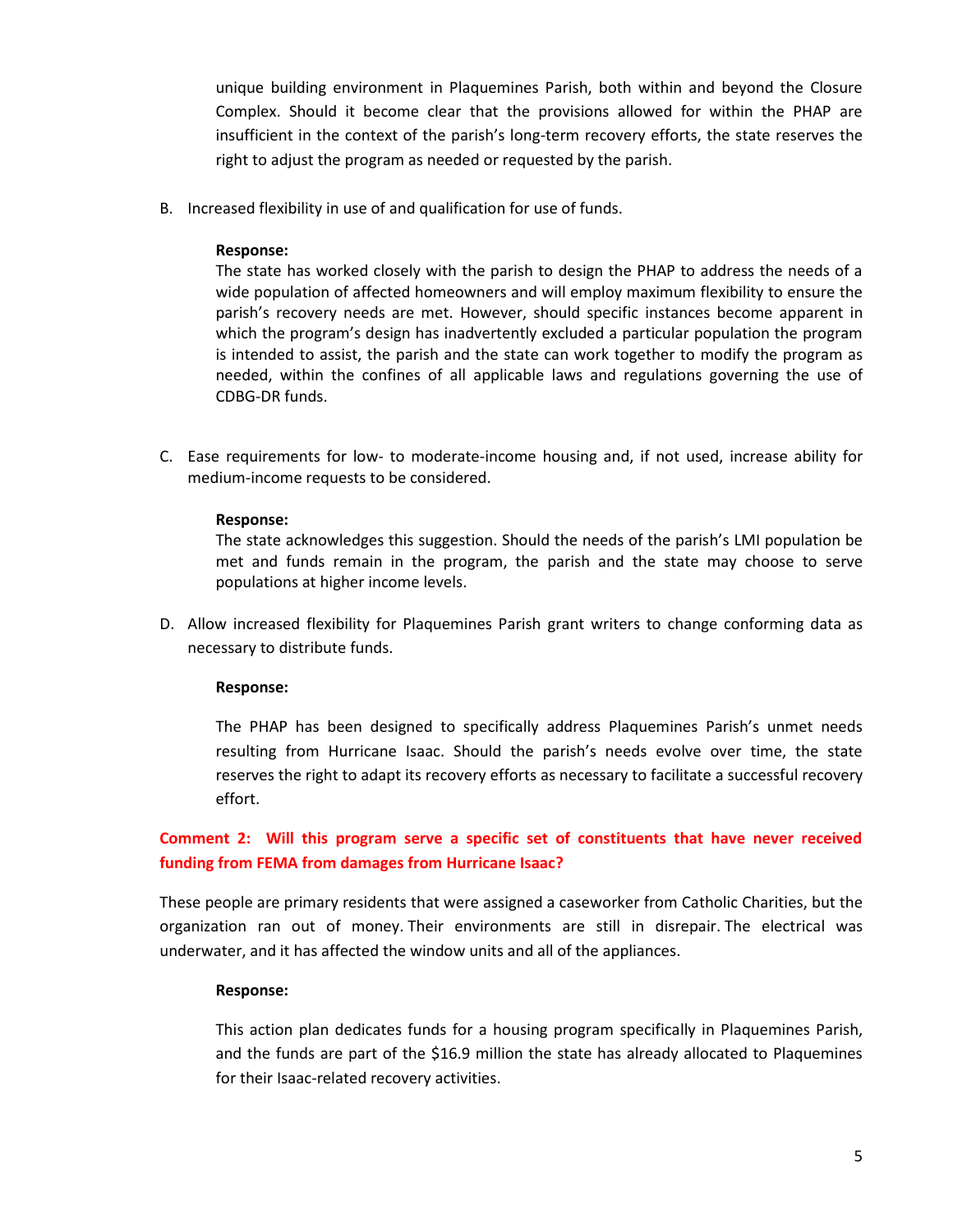unique building environment in Plaquemines Parish, both within and beyond the Closure Complex. Should it become clear that the provisions allowed for within the PHAP are insufficient in the context of the parish's long-term recovery efforts, the state reserves the right to adjust the program as needed or requested by the parish.

B. Increased flexibility in use of and qualification for use of funds.

**Response:**
The state has worked closely with the parish to design the PHAP to address the needs of a wide population of affected homeowners and will employ maximum flexibility to ensure the parish's recovery needs are met. However, should specific instances become apparent in which the program's design has inadvertently excluded a particular population the program is intended to assist, the parish and the state can work together to modify the program as needed, within the confines of all applicable laws and regulations governing the use of CDBG-DR funds.

C. Ease requirements for low- to moderate-income housing and, if not used, increase ability for medium-income requests to be considered.

**Response:**
The state acknowledges this suggestion. Should the needs of the parish's LMI population be met and funds remain in the program, the parish and the state may choose to serve populations at higher income levels.

D. Allow increased flexibility for Plaquemines Parish grant writers to change conforming data as necessary to distribute funds.

**Response:**

The PHAP has been designed to specifically address Plaquemines Parish's unmet needs resulting from Hurricane Isaac. Should the parish's needs evolve over time, the state reserves the right to adapt its recovery efforts as necessary to facilitate a successful recovery effort.

**Comment 2: Will this program serve a specific set of constituents that have never received funding from FEMA from damages from Hurricane Isaac?**

These people are primary residents that were assigned a caseworker from Catholic Charities, but the organization ran out of money. Their environments are still in disrepair. The electrical was underwater, and it has affected the window units and all of the appliances.

**Response:**

This action plan dedicates funds for a housing program specifically in Plaquemines Parish, and the funds are part of the $16.9 million the state has already allocated to Plaquemines for their Isaac-related recovery activities.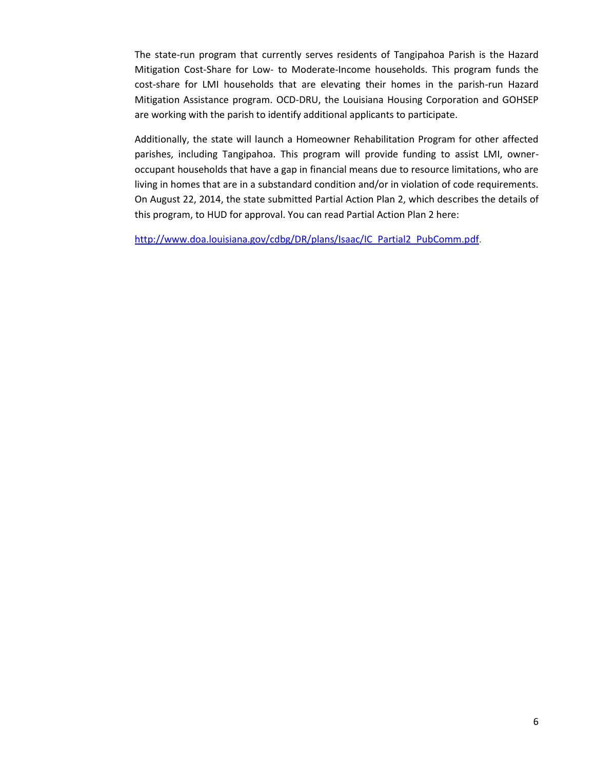The state-run program that currently serves residents of Tangipahoa Parish is the Hazard Mitigation Cost-Share for Low- to Moderate-Income households. This program funds the cost-share for LMI households that are elevating their homes in the parish-run Hazard Mitigation Assistance program. OCD-DRU, the Louisiana Housing Corporation and GOHSEP are working with the parish to identify additional applicants to participate.

Additionally, the state will launch a Homeowner Rehabilitation Program for other affected parishes, including Tangipahoa. This program will provide funding to assist LMI, owner-occupant households that have a gap in financial means due to resource limitations, who are living in homes that are in a substandard condition and/or in violation of code requirements. On August 22, 2014, the state submitted Partial Action Plan 2, which describes the details of this program, to HUD for approval. You can read Partial Action Plan 2 here:

http://www.doa.louisiana.gov/cdbg/DR/plans/Isaac/IC_Partial2_PubComm.pdf.